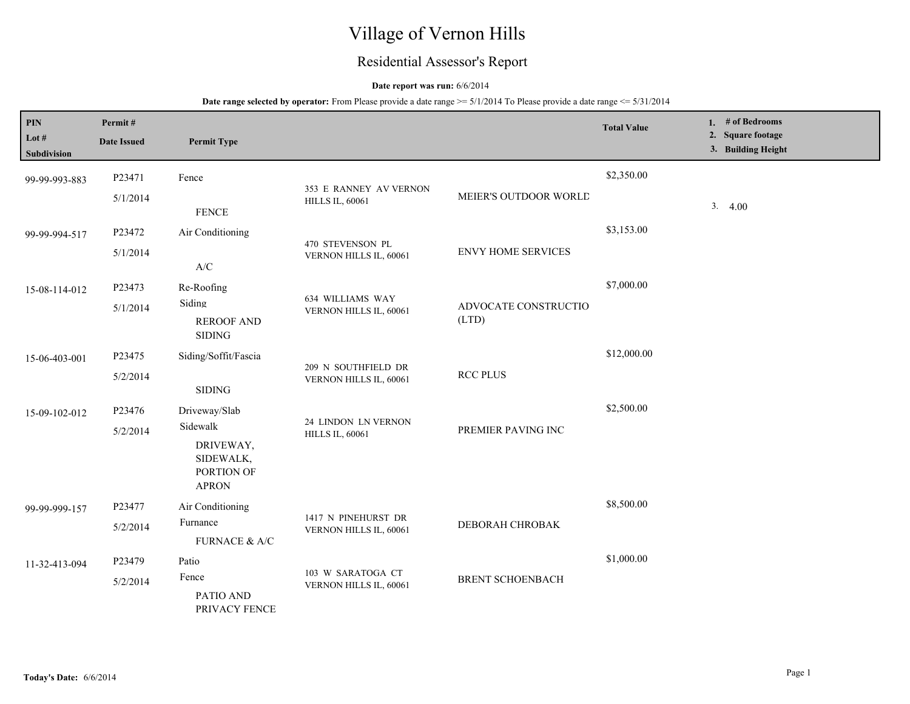# Village of Vernon Hills

## Residential Assessor's Report

**Date report was run:** 6/6/2014

**Date range selected by operator:** From Please provide a date range >= 5/1/2014 To Please provide a date range <= 5/31/2014

| PIN<br>Lot #<br>Subdivision | Permit #<br>Date Issued | Permit Type | | | Total Value | 1. # of Bedrooms<br>2. Square footage<br>3. Building Height |
|---|---|---|---|---|---|---|
| 99-99-993-883 | P23471<br>5/1/2014 | Fence<br>FENCE | 353 E RANNEY AV VERNON HILLS IL, 60061 | MEIER'S OUTDOOR WORLD | $2,350.00 | 3. 4.00 |
| 99-99-994-517 | P23472<br>5/1/2014 | Air Conditioning<br>A/C | 470 STEVENSON PL VERNON HILLS IL, 60061 | ENVY HOME SERVICES | $3,153.00 | |
| 15-08-114-012 | P23473<br>5/1/2014 | Re-Roofing<br>Siding<br>REROOF AND SIDING | 634 WILLIAMS WAY VERNON HILLS IL, 60061 | ADVOCATE CONSTRUCTIO (LTD) | $7,000.00 | |
| 15-06-403-001 | P23475<br>5/2/2014 | Siding/Soffit/Fascia<br>SIDING | 209 N SOUTHFIELD DR VERNON HILLS IL, 60061 | RCC PLUS | $12,000.00 | |
| 15-09-102-012 | P23476<br>5/2/2014 | Driveway/Slab<br>Sidewalk<br>DRIVEWAY, SIDEWALK, PORTION OF APRON | 24 LINDON LN VERNON HILLS IL, 60061 | PREMIER PAVING INC | $2,500.00 | |
| 99-99-999-157 | P23477<br>5/2/2014 | Air Conditioning<br>Furnance<br>FURNACE & A/C | 1417 N PINEHURST DR VERNON HILLS IL, 60061 | DEBORAH CHROBAK | $8,500.00 | |
| 11-32-413-094 | P23479<br>5/2/2014 | Patio<br>Fence<br>PATIO AND PRIVACY FENCE | 103 W SARATOGA CT VERNON HILLS IL, 60061 | BRENT SCHOENBACH | $1,000.00 | |

**Today's Date:** 6/6/2014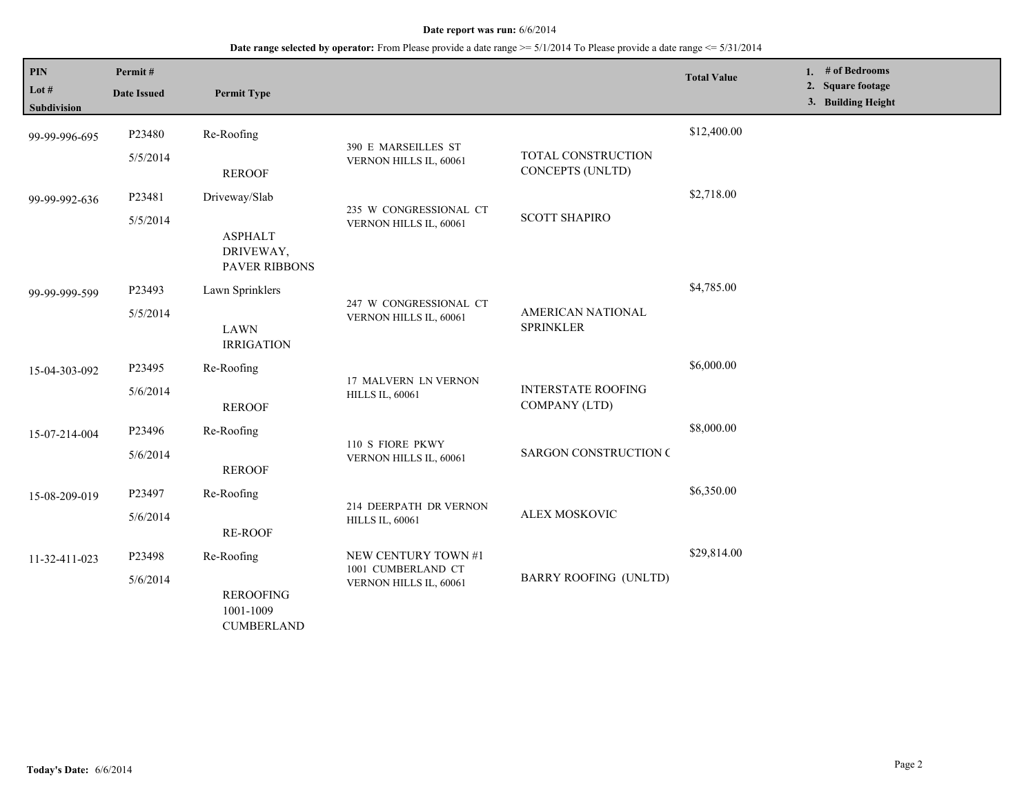**Date report was run:** 6/6/2014

**Date range selected by operator:** From Please provide a date range >= 5/1/2014 To Please provide a date range <= 5/31/2014

| PIN<br>Lot #<br>Subdivision | Permit #<br>Date Issued | Permit Type | | | Total Value | 1. # of Bedrooms<br>2. Square footage<br>3. Building Height |
|---|---|---|---|---|---|---|
| 99-99-996-695 | P23480<br>5/5/2014 | Re-Roofing<br>REROOF | 390 E MARSEILLES ST VERNON HILLS IL, 60061 | TOTAL CONSTRUCTION CONCEPTS (UNLTD) | $12,400.00 | |
| 99-99-992-636 | P23481<br>5/5/2014 | Driveway/Slab<br>ASPHALT DRIVEWAY, PAVER RIBBONS | 235 W CONGRESSIONAL CT VERNON HILLS IL, 60061 | SCOTT SHAPIRO | $2,718.00 | |
| 99-99-999-599 | P23493<br>5/5/2014 | Lawn Sprinklers<br>LAWN IRRIGATION | 247 W CONGRESSIONAL CT VERNON HILLS IL, 60061 | AMERICAN NATIONAL SPRINKLER | $4,785.00 | |
| 15-04-303-092 | P23495<br>5/6/2014 | Re-Roofing<br>REROOF | 17 MALVERN LN VERNON HILLS IL, 60061 | INTERSTATE ROOFING COMPANY (LTD) | $6,000.00 | |
| 15-07-214-004 | P23496<br>5/6/2014 | Re-Roofing<br>REROOF | 110 S FIORE PKWY VERNON HILLS IL, 60061 | SARGON CONSTRUCTION ( | $8,000.00 | |
| 15-08-209-019 | P23497<br>5/6/2014 | Re-Roofing<br>RE-ROOF | 214 DEERPATH DR VERNON HILLS IL, 60061 | ALEX MOSKOVIC | $6,350.00 | |
| 11-32-411-023 | P23498<br>5/6/2014 | Re-Roofing<br>REROOFING 1001-1009 CUMBERLAND | NEW CENTURY TOWN #1<br>1001 CUMBERLAND CT VERNON HILLS IL, 60061 | BARRY ROOFING (UNLTD) | $29,814.00 | |

**Today's Date:** 6/6/2014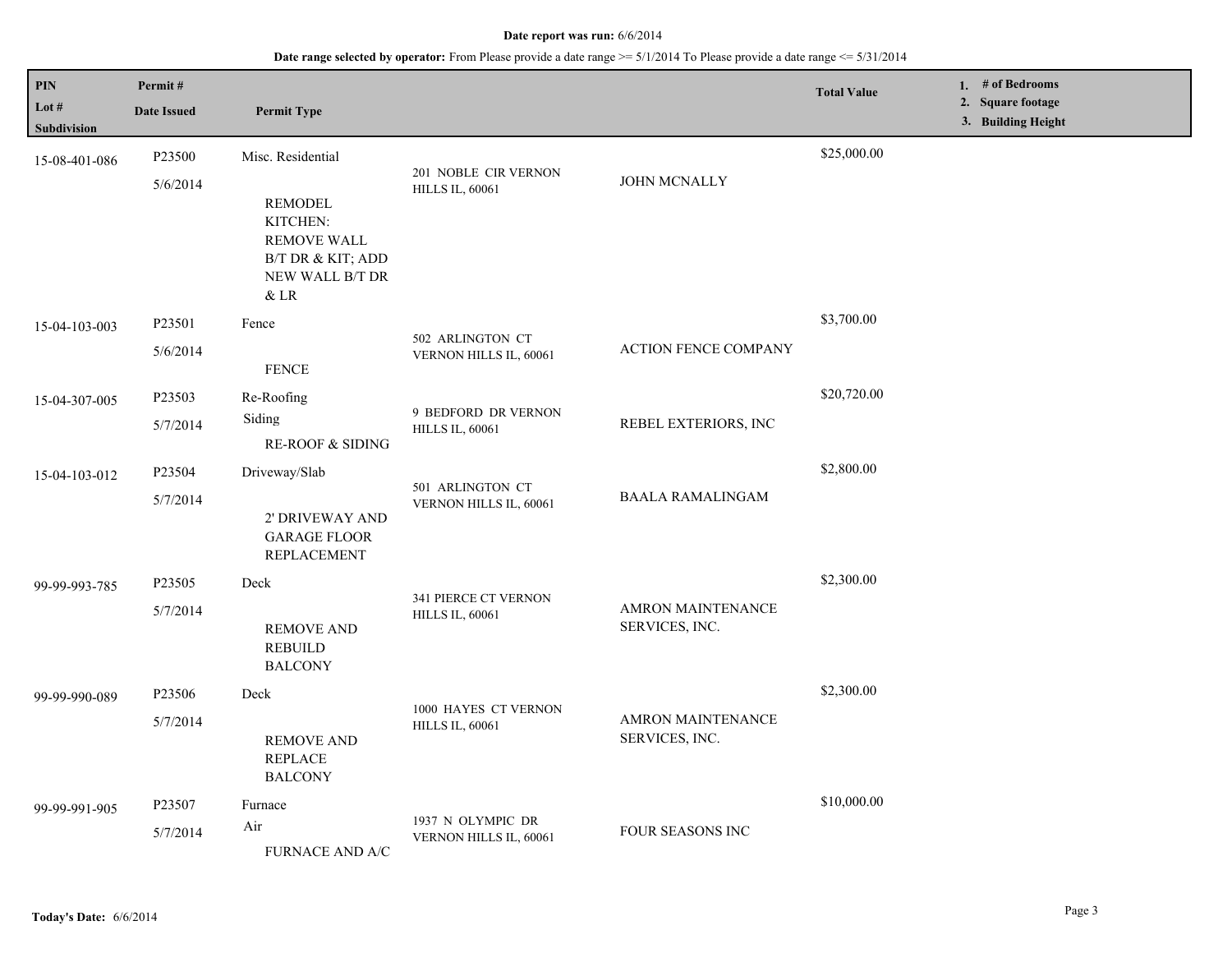**Date report was run:** 6/6/2014

**Date range selected by operator:** From Please provide a date range >= 5/1/2014 To Please provide a date range <= 5/31/2014

| PIN / Lot # / Subdivision | Permit # / Date Issued | Permit Type | | | Total Value | 1. # of Bedrooms 2. Square footage 3. Building Height |
|---|---|---|---|---|---|---|
| 15-08-401-086 | P23500 5/6/2014 | Misc. Residential<br>REMODEL KITCHEN: REMOVE WALL B/T DR & KIT; ADD NEW WALL B/T DR & LR | 201 NOBLE CIR VERNON HILLS IL, 60061 | JOHN MCNALLY | $25,000.00 | |
| 15-04-103-003 | P23501 5/6/2014 | Fence<br>FENCE | 502 ARLINGTON CT VERNON HILLS IL, 60061 | ACTION FENCE COMPANY | $3,700.00 | |
| 15-04-307-005 | P23503 5/7/2014 | Re-Roofing<br>Siding<br>RE-ROOF & SIDING | 9 BEDFORD DR VERNON HILLS IL, 60061 | REBEL EXTERIORS, INC | $20,720.00 | |
| 15-04-103-012 | P23504 5/7/2014 | Driveway/Slab<br>2' DRIVEWAY AND GARAGE FLOOR REPLACEMENT | 501 ARLINGTON CT VERNON HILLS IL, 60061 | BAALA RAMALINGAM | $2,800.00 | |
| 99-99-993-785 | P23505 5/7/2014 | Deck<br>REMOVE AND REBUILD BALCONY | 341 PIERCE CT VERNON HILLS IL, 60061 | AMRON MAINTENANCE SERVICES, INC. | $2,300.00 | |
| 99-99-990-089 | P23506 5/7/2014 | Deck<br>REMOVE AND REPLACE BALCONY | 1000 HAYES CT VERNON HILLS IL, 60061 | AMRON MAINTENANCE SERVICES, INC. | $2,300.00 | |
| 99-99-991-905 | P23507 5/7/2014 | Furnace<br>Air<br>FURNACE AND A/C | 1937 N OLYMPIC DR VERNON HILLS IL, 60061 | FOUR SEASONS INC | $10,000.00 | |

**Today's Date:** 6/6/2014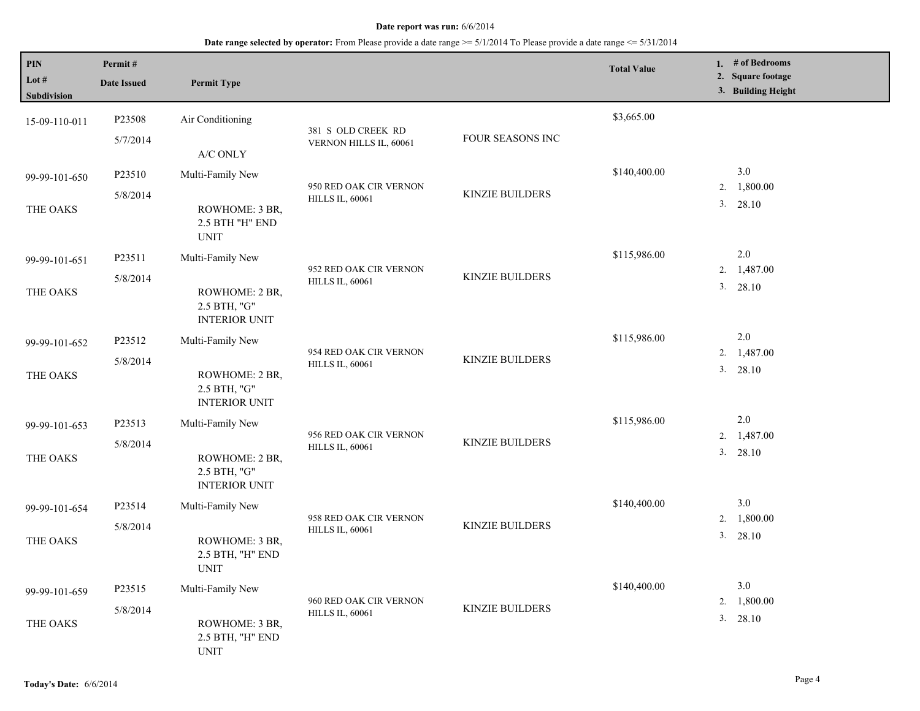**Date report was run:** 6/6/2014

**Date range selected by operator:** From Please provide a date range >= 5/1/2014 To Please provide a date range <= 5/31/2014

| PIN<br>Lot #<br>Subdivision | Permit #<br>Date Issued | Permit Type | | | Total Value | 1. # of Bedrooms<br>2. Square footage<br>3. Building Height |
|---|---|---|---|---|---|---|
| 15-09-110-011 | P23508<br>5/7/2014 | Air Conditioning<br>A/C ONLY | 381 S OLD CREEK RD VERNON HILLS IL, 60061 | FOUR SEASONS INC | $3,665.00 | |
| 99-99-101-650<br>THE OAKS | P23510<br>5/8/2014 | Multi-Family New<br>ROWHOME: 3 BR, 2.5 BTH "H" END UNIT | 950 RED OAK CIR VERNON HILLS IL, 60061 | KINZIE BUILDERS | $140,400.00 | 3.0<br>2. 1,800.00<br>3. 28.10 |
| 99-99-101-651<br>THE OAKS | P23511<br>5/8/2014 | Multi-Family New<br>ROWHOME: 2 BR, 2.5 BTH, "G" INTERIOR UNIT | 952 RED OAK CIR VERNON HILLS IL, 60061 | KINZIE BUILDERS | $115,986.00 | 2.0<br>2. 1,487.00<br>3. 28.10 |
| 99-99-101-652<br>THE OAKS | P23512<br>5/8/2014 | Multi-Family New<br>ROWHOME: 2 BR, 2.5 BTH, "G" INTERIOR UNIT | 954 RED OAK CIR VERNON HILLS IL, 60061 | KINZIE BUILDERS | $115,986.00 | 2.0<br>2. 1,487.00<br>3. 28.10 |
| 99-99-101-653<br>THE OAKS | P23513<br>5/8/2014 | Multi-Family New<br>ROWHOME: 2 BR, 2.5 BTH, "G" INTERIOR UNIT | 956 RED OAK CIR VERNON HILLS IL, 60061 | KINZIE BUILDERS | $115,986.00 | 2.0<br>2. 1,487.00<br>3. 28.10 |
| 99-99-101-654<br>THE OAKS | P23514<br>5/8/2014 | Multi-Family New<br>ROWHOME: 3 BR, 2.5 BTH, "H" END UNIT | 958 RED OAK CIR VERNON HILLS IL, 60061 | KINZIE BUILDERS | $140,400.00 | 3.0<br>2. 1,800.00<br>3. 28.10 |
| 99-99-101-659<br>THE OAKS | P23515<br>5/8/2014 | Multi-Family New<br>ROWHOME: 3 BR, 2.5 BTH, "H" END UNIT | 960 RED OAK CIR VERNON HILLS IL, 60061 | KINZIE BUILDERS | $140,400.00 | 3.0<br>2. 1,800.00<br>3. 28.10 |

**Today's Date:** 6/6/2014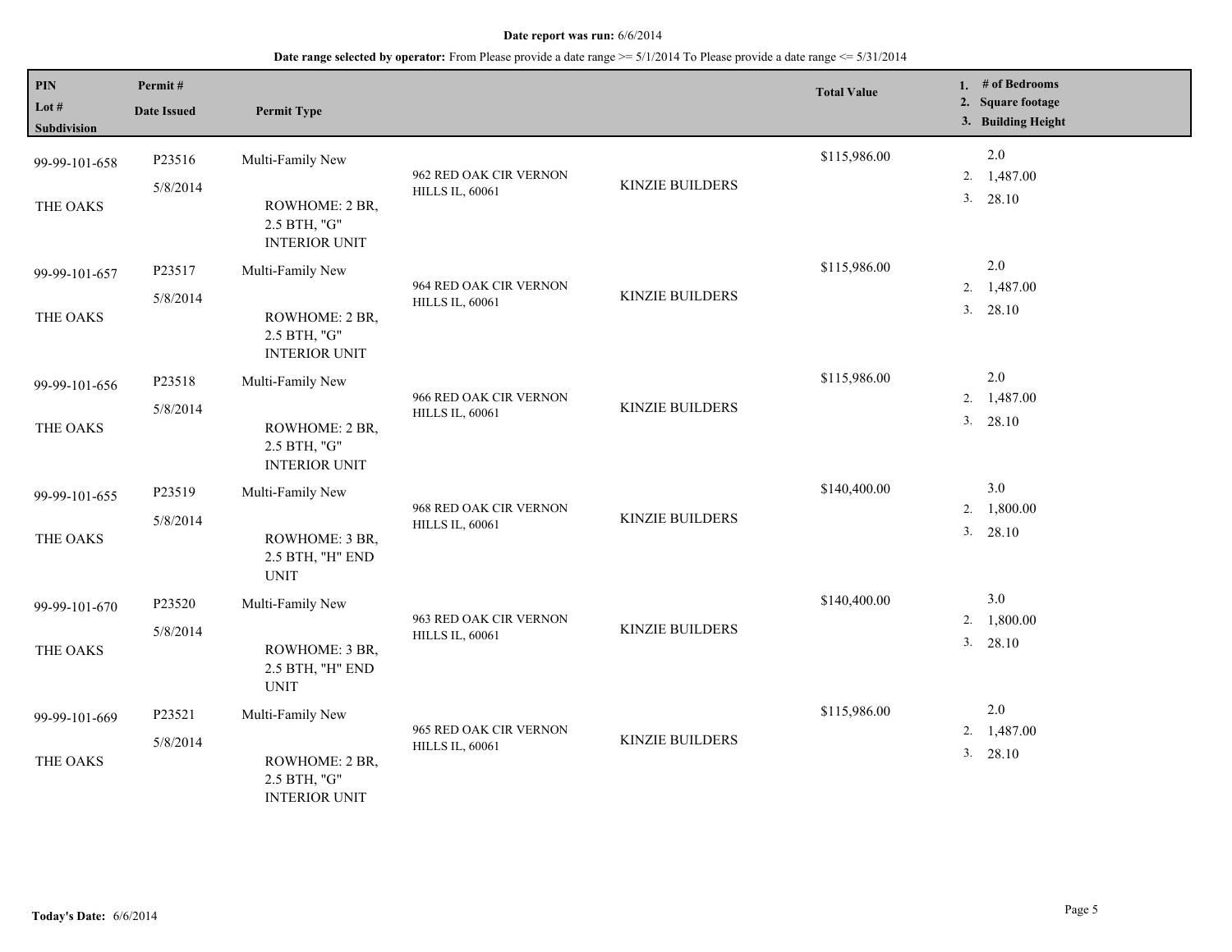**Date report was run:** 6/6/2014

**Date range selected by operator:** From Please provide a date range >= 5/1/2014 To Please provide a date range <= 5/31/2014

| PIN / Lot # / Subdivision | Permit # / Date Issued | Permit Type | | | Total Value | 1. # of Bedrooms 2. Square footage 3. Building Height |
|---|---|---|---|---|---|---|
| 99-99-101-658 THE OAKS | P23516 5/8/2014 | Multi-Family New ROWHOME: 2 BR, 2.5 BTH, "G" INTERIOR UNIT | 962 RED OAK CIR VERNON HILLS IL, 60061 | KINZIE BUILDERS | $115,986.00 | 2.0 2. 1,487.00 3. 28.10 |
| 99-99-101-657 THE OAKS | P23517 5/8/2014 | Multi-Family New ROWHOME: 2 BR, 2.5 BTH, "G" INTERIOR UNIT | 964 RED OAK CIR VERNON HILLS IL, 60061 | KINZIE BUILDERS | $115,986.00 | 2.0 2. 1,487.00 3. 28.10 |
| 99-99-101-656 THE OAKS | P23518 5/8/2014 | Multi-Family New ROWHOME: 2 BR, 2.5 BTH, "G" INTERIOR UNIT | 966 RED OAK CIR VERNON HILLS IL, 60061 | KINZIE BUILDERS | $115,986.00 | 2.0 2. 1,487.00 3. 28.10 |
| 99-99-101-655 THE OAKS | P23519 5/8/2014 | Multi-Family New ROWHOME: 3 BR, 2.5 BTH, "H" END UNIT | 968 RED OAK CIR VERNON HILLS IL, 60061 | KINZIE BUILDERS | $140,400.00 | 3.0 2. 1,800.00 3. 28.10 |
| 99-99-101-670 THE OAKS | P23520 5/8/2014 | Multi-Family New ROWHOME: 3 BR, 2.5 BTH, "H" END UNIT | 963 RED OAK CIR VERNON HILLS IL, 60061 | KINZIE BUILDERS | $140,400.00 | 3.0 2. 1,800.00 3. 28.10 |
| 99-99-101-669 THE OAKS | P23521 5/8/2014 | Multi-Family New ROWHOME: 2 BR, 2.5 BTH, "G" INTERIOR UNIT | 965 RED OAK CIR VERNON HILLS IL, 60061 | KINZIE BUILDERS | $115,986.00 | 2.0 2. 1,487.00 3. 28.10 |

**Today's Date:** 6/6/2014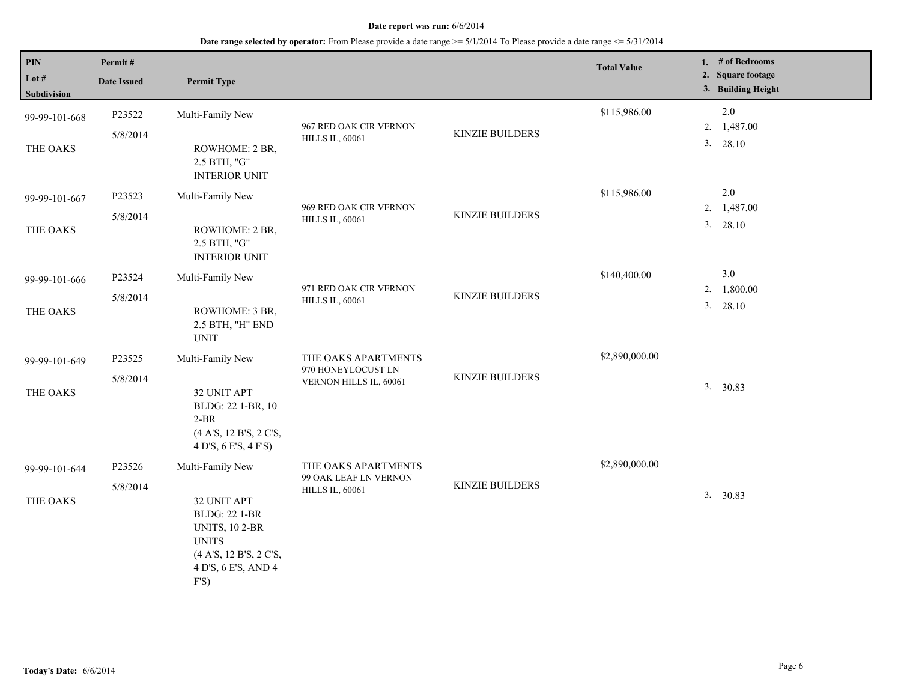**Date report was run:** 6/6/2014

**Date range selected by operator:** From Please provide a date range >= 5/1/2014 To Please provide a date range <= 5/31/2014

| PIN / Lot # / Subdivision | Permit # / Date Issued | Permit Type | | | Total Value | 1. # of Bedrooms 2. Square footage 3. Building Height |
|---|---|---|---|---|---|---|
| 99-99-101-668 THE OAKS | P23522 5/8/2014 | Multi-Family New ROWHOME: 2 BR, 2.5 BTH, "G" INTERIOR UNIT | 967 RED OAK CIR VERNON HILLS IL, 60061 | KINZIE BUILDERS | $115,986.00 | 2.0<br>2. 1,487.00<br>3. 28.10 |
| 99-99-101-667 THE OAKS | P23523 5/8/2014 | Multi-Family New ROWHOME: 2 BR, 2.5 BTH, "G" INTERIOR UNIT | 969 RED OAK CIR VERNON HILLS IL, 60061 | KINZIE BUILDERS | $115,986.00 | 2.0<br>2. 1,487.00<br>3. 28.10 |
| 99-99-101-666 THE OAKS | P23524 5/8/2014 | Multi-Family New ROWHOME: 3 BR, 2.5 BTH, "H" END UNIT | 971 RED OAK CIR VERNON HILLS IL, 60061 | KINZIE BUILDERS | $140,400.00 | 3.0<br>2. 1,800.00<br>3. 28.10 |
| 99-99-101-649 THE OAKS | P23525 5/8/2014 | Multi-Family New 32 UNIT APT BLDG: 22 1-BR, 10 2-BR (4 A'S, 12 B'S, 2 C'S, 4 D'S, 6 E'S, 4 F'S) | THE OAKS APARTMENTS 970 HONEYLOCUST LN VERNON HILLS IL, 60061 | KINZIE BUILDERS | $2,890,000.00 | 3. 30.83 |
| 99-99-101-644 THE OAKS | P23526 5/8/2014 | Multi-Family New 32 UNIT APT BLDG: 22 1-BR UNITS, 10 2-BR UNITS (4 A'S, 12 B'S, 2 C'S, 4 D'S, 6 E'S, AND 4 F'S) | THE OAKS APARTMENTS 99 OAK LEAF LN VERNON HILLS IL, 60061 | KINZIE BUILDERS | $2,890,000.00 | 3. 30.83 |

**Today's Date:** 6/6/2014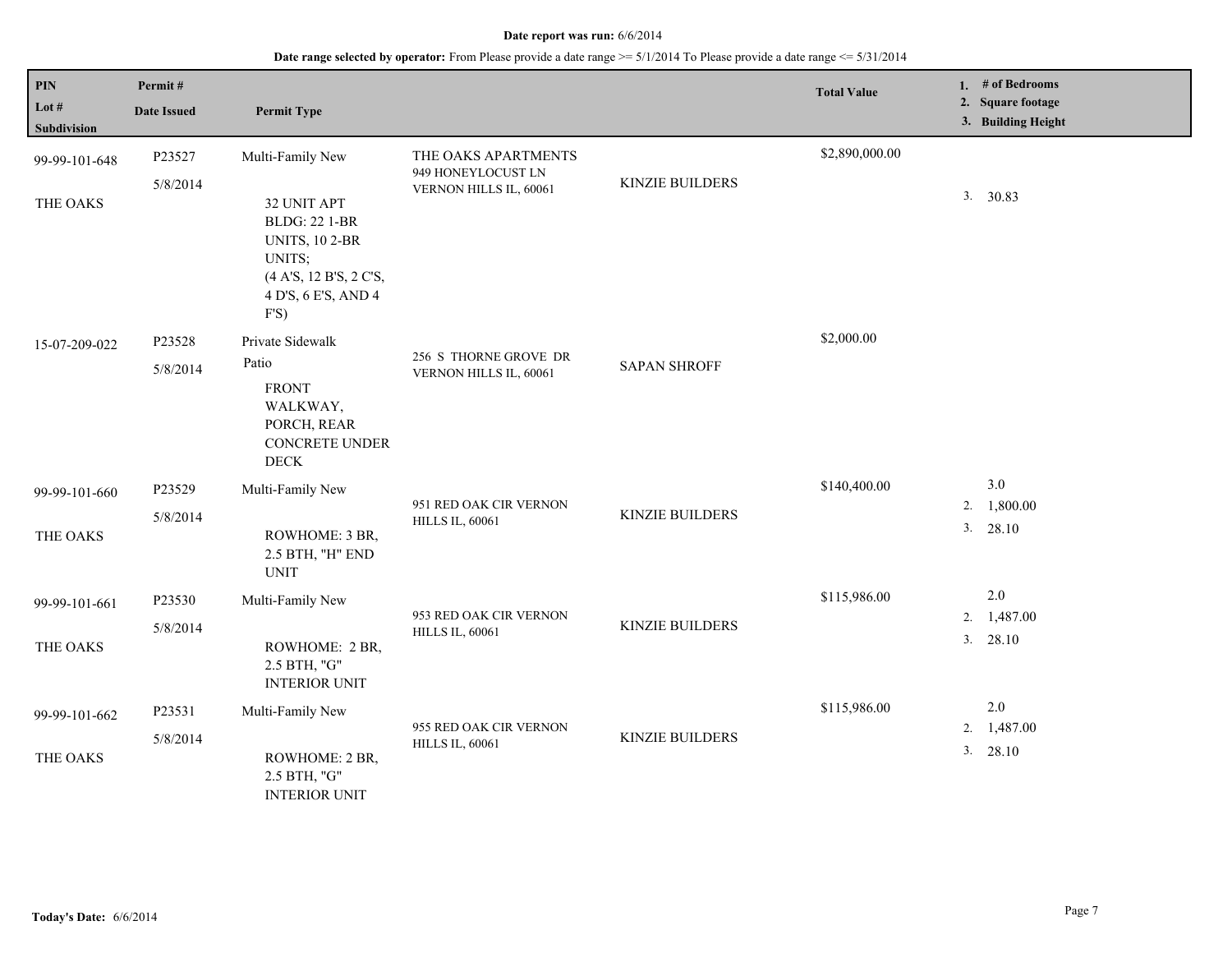**Date report was run:** 6/6/2014

**Date range selected by operator:** From Please provide a date range >= 5/1/2014 To Please provide a date range <= 5/31/2014

| PIN / Lot # / Subdivision | Permit # / Date Issued | Permit Type | | | Total Value | 1. # of Bedrooms 2. Square footage 3. Building Height |
|---|---|---|---|---|---|---|
| 99-99-101-648 THE OAKS | P23527 5/8/2014 | Multi-Family New 32 UNIT APT BLDG: 22 1-BR UNITS, 10 2-BR UNITS; (4 A'S, 12 B'S, 2 C'S, 4 D'S, 6 E'S, AND 4 F'S) | THE OAKS APARTMENTS 949 HONEYLOCUST LN VERNON HILLS IL, 60061 | KINZIE BUILDERS | $2,890,000.00 | 3. 30.83 |
| 15-07-209-022 | P23528 5/8/2014 | Private Sidewalk Patio FRONT WALKWAY, PORCH, REAR CONCRETE UNDER DECK | 256 S THORNE GROVE DR VERNON HILLS IL, 60061 | SAPAN SHROFF | $2,000.00 | |
| 99-99-101-660 THE OAKS | P23529 5/8/2014 | Multi-Family New ROWHOME: 3 BR, 2.5 BTH, "H" END UNIT | 951 RED OAK CIR VERNON HILLS IL, 60061 | KINZIE BUILDERS | $140,400.00 | 3.0 2. 1,800.00 3. 28.10 |
| 99-99-101-661 THE OAKS | P23530 5/8/2014 | Multi-Family New ROWHOME: 2 BR, 2.5 BTH, "G" INTERIOR UNIT | 953 RED OAK CIR VERNON HILLS IL, 60061 | KINZIE BUILDERS | $115,986.00 | 2.0 2. 1,487.00 3. 28.10 |
| 99-99-101-662 THE OAKS | P23531 5/8/2014 | Multi-Family New ROWHOME: 2 BR, 2.5 BTH, "G" INTERIOR UNIT | 955 RED OAK CIR VERNON HILLS IL, 60061 | KINZIE BUILDERS | $115,986.00 | 2.0 2. 1,487.00 3. 28.10 |

**Today's Date:** 6/6/2014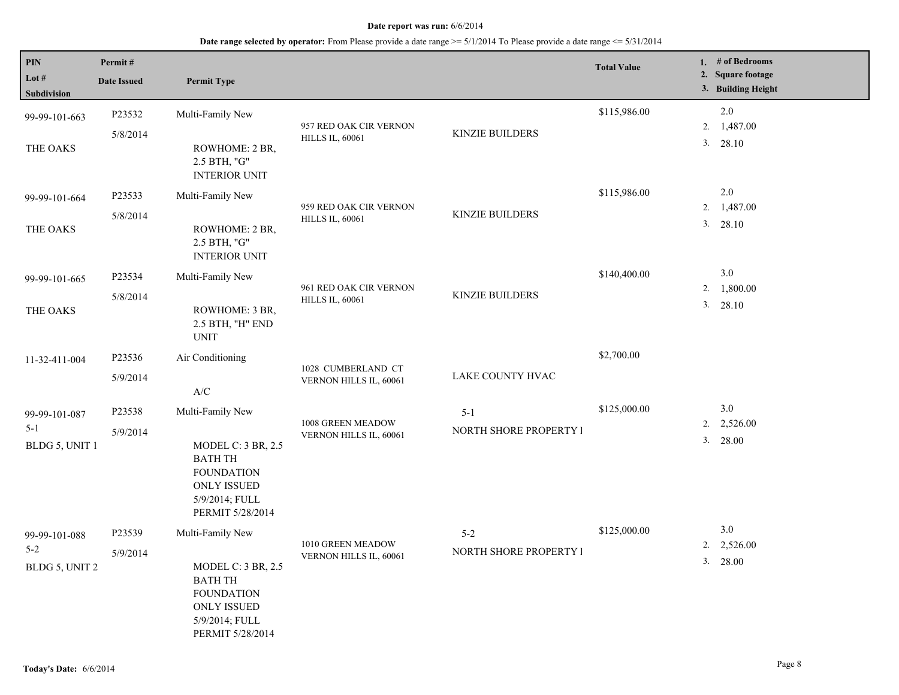**Date report was run:** 6/6/2014

**Date range selected by operator:** From Please provide a date range >= 5/1/2014 To Please provide a date range <= 5/31/2014

| PIN / Lot # / Subdivision | Permit # / Date Issued | Permit Type | | | Total Value | 1. # of Bedrooms 2. Square footage 3. Building Height |
|---|---|---|---|---|---|---|
| 99-99-101-663<br>THE OAKS | P23532<br>5/8/2014 | Multi-Family New<br>ROWHOME: 2 BR, 2.5 BTH, "G" INTERIOR UNIT | 957 RED OAK CIR VERNON HILLS IL, 60061 | KINZIE BUILDERS | $115,986.00 | 2.0<br>2. 1,487.00<br>3. 28.10 |
| 99-99-101-664<br>THE OAKS | P23533<br>5/8/2014 | Multi-Family New<br>ROWHOME: 2 BR, 2.5 BTH, "G" INTERIOR UNIT | 959 RED OAK CIR VERNON HILLS IL, 60061 | KINZIE BUILDERS | $115,986.00 | 2.0<br>2. 1,487.00<br>3. 28.10 |
| 99-99-101-665<br>THE OAKS | P23534<br>5/8/2014 | Multi-Family New<br>ROWHOME: 3 BR, 2.5 BTH, "H" END UNIT | 961 RED OAK CIR VERNON HILLS IL, 60061 | KINZIE BUILDERS | $140,400.00 | 3.0<br>2. 1,800.00<br>3. 28.10 |
| 11-32-411-004 | P23536<br>5/9/2014 | Air Conditioning<br>A/C | 1028 CUMBERLAND CT VERNON HILLS IL, 60061 | LAKE COUNTY HVAC | $2,700.00 | |
| 99-99-101-087<br>5-1<br>BLDG 5, UNIT 1 | P23538<br>5/9/2014 | Multi-Family New<br>MODEL C: 3 BR, 2.5 BATH TH FOUNDATION ONLY ISSUED 5/9/2014; FULL PERMIT 5/28/2014 | 1008 GREEN MEADOW VERNON HILLS IL, 60061 | 5-1<br>NORTH SHORE PROPERTY I | $125,000.00 | 3.0<br>2. 2,526.00<br>3. 28.00 |
| 99-99-101-088<br>5-2<br>BLDG 5, UNIT 2 | P23539<br>5/9/2014 | Multi-Family New<br>MODEL C: 3 BR, 2.5 BATH TH FOUNDATION ONLY ISSUED 5/9/2014; FULL PERMIT 5/28/2014 | 1010 GREEN MEADOW VERNON HILLS IL, 60061 | 5-2<br>NORTH SHORE PROPERTY I | $125,000.00 | 3.0<br>2. 2,526.00<br>3. 28.00 |

**Today's Date:** 6/6/2014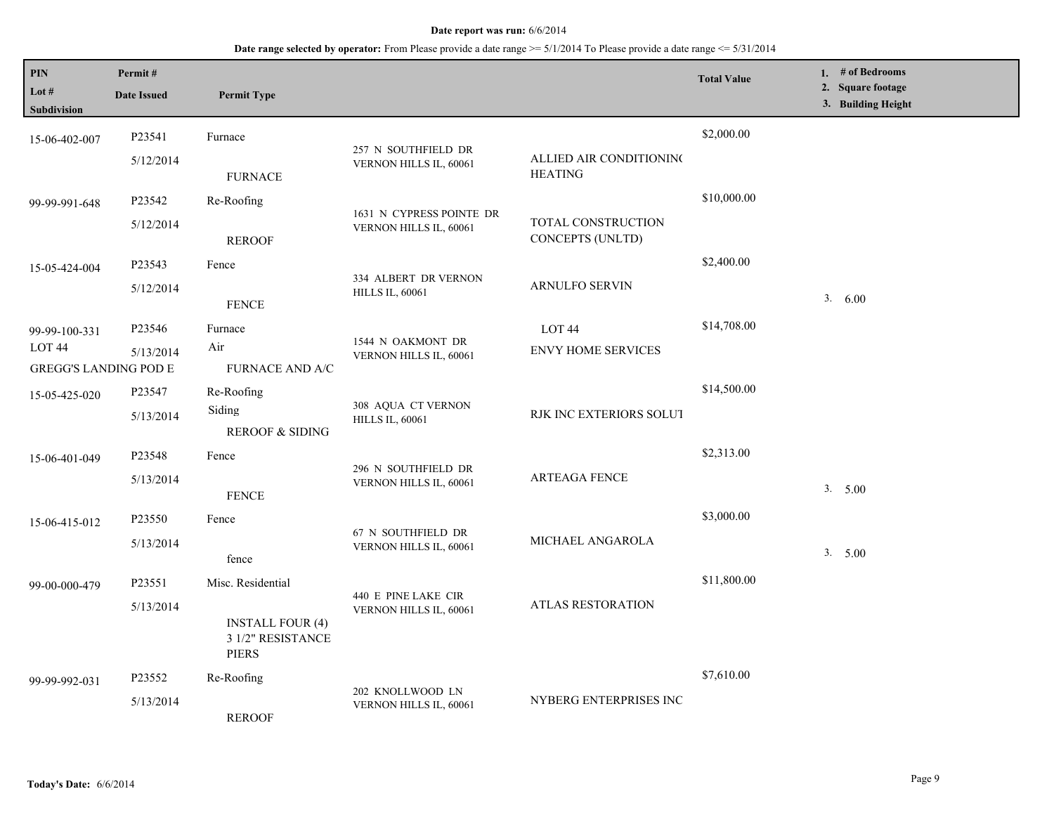**Date report was run:** 6/6/2014

**Date range selected by operator:** From Please provide a date range >= 5/1/2014 To Please provide a date range <= 5/31/2014

| PIN / Lot # / Subdivision | Permit # / Date Issued | Permit Type | Address | Contractor | Total Value | 1. # of Bedrooms 2. Square footage 3. Building Height |
|---|---|---|---|---|---|---|
| 15-06-402-007 | P23541 5/12/2014 | Furnace FURNACE | 257 N SOUTHFIELD DR VERNON HILLS IL, 60061 | ALLIED AIR CONDITIONING HEATING | $2,000.00 | |
| 99-99-991-648 | P23542 5/12/2014 | Re-Roofing REROOF | 1631 N CYPRESS POINTE DR VERNON HILLS IL, 60061 | TOTAL CONSTRUCTION CONCEPTS (UNLTD) | $10,000.00 | |
| 15-05-424-004 | P23543 5/12/2014 | Fence FENCE | 334 ALBERT DR VERNON HILLS IL, 60061 | ARNULFO SERVIN | $2,400.00 | 3. 6.00 |
| 99-99-100-331 LOT 44 GREGG'S LANDING POD E | P23546 5/13/2014 | Furnace Air FURNACE AND A/C | 1544 N OAKMONT DR VERNON HILLS IL, 60061 | LOT 44 ENVY HOME SERVICES | $14,708.00 | |
| 15-05-425-020 | P23547 5/13/2014 | Re-Roofing Siding REROOF & SIDING | 308 AQUA CT VERNON HILLS IL, 60061 | RJK INC EXTERIORS SOLUT | $14,500.00 | |
| 15-06-401-049 | P23548 5/13/2014 | Fence FENCE | 296 N SOUTHFIELD DR VERNON HILLS IL, 60061 | ARTEAGA FENCE | $2,313.00 | 3. 5.00 |
| 15-06-415-012 | P23550 5/13/2014 | Fence fence | 67 N SOUTHFIELD DR VERNON HILLS IL, 60061 | MICHAEL ANGAROLA | $3,000.00 | 3. 5.00 |
| 99-00-000-479 | P23551 5/13/2014 | Misc. Residential INSTALL FOUR (4) 3 1/2" RESISTANCE PIERS | 440 E PINE LAKE CIR VERNON HILLS IL, 60061 | ATLAS RESTORATION | $11,800.00 | |
| 99-99-992-031 | P23552 5/13/2014 | Re-Roofing REROOF | 202 KNOLLWOOD LN VERNON HILLS IL, 60061 | NYBERG ENTERPRISES INC | $7,610.00 | |

**Today's Date:** 6/6/2014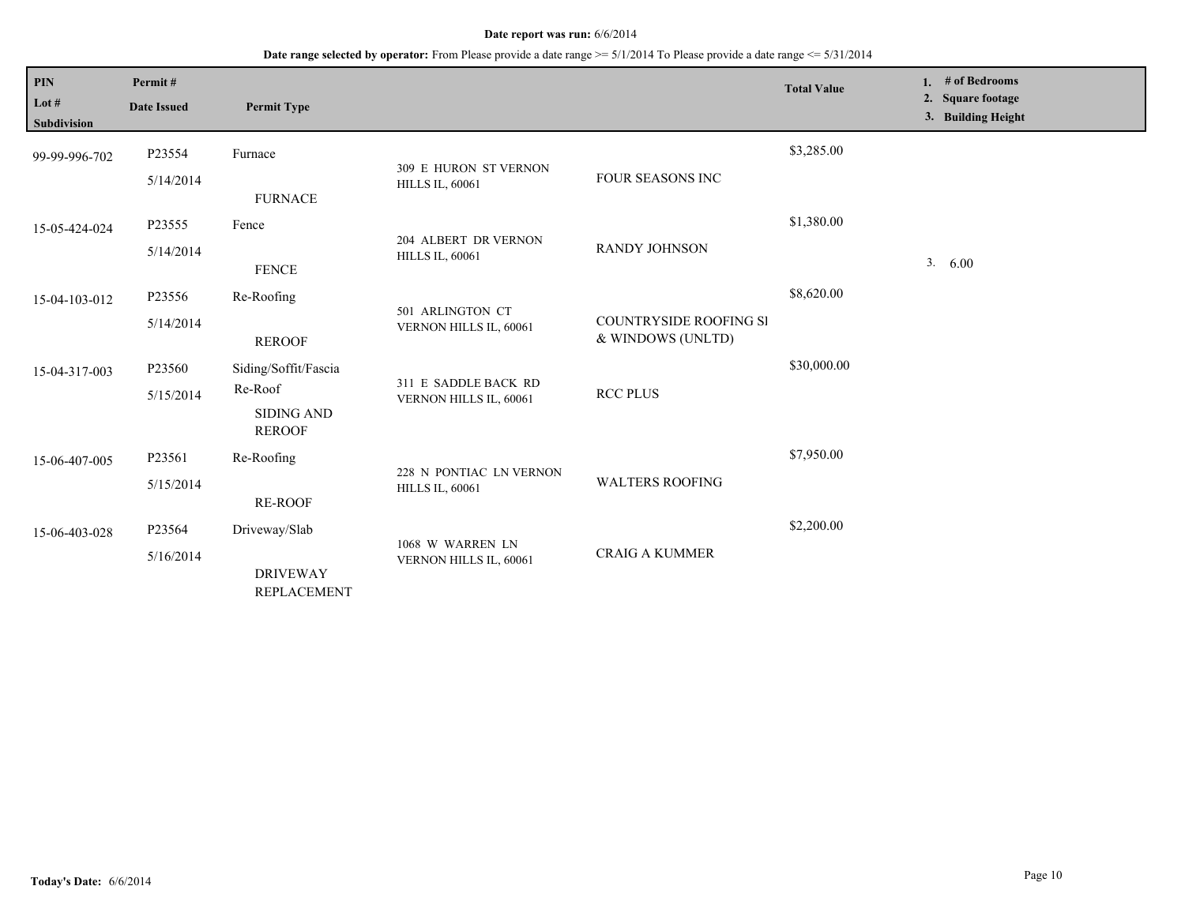**Date report was run:** 6/6/2014

**Date range selected by operator:** From Please provide a date range >= 5/1/2014 To Please provide a date range <= 5/31/2014

| PIN<br>Lot #<br>Subdivision | Permit #<br>Date Issued | Permit Type | | | Total Value | 1. # of Bedrooms<br>2. Square footage<br>3. Building Height |
|---|---|---|---|---|---|---|
| 99-99-996-702 | P23554<br>5/14/2014 | Furnace<br><br>FURNACE | 309 E HURON ST VERNON HILLS IL, 60061 | FOUR SEASONS INC | $3,285.00 | |
| 15-05-424-024 | P23555<br>5/14/2014 | Fence<br><br>FENCE | 204 ALBERT DR VERNON HILLS IL, 60061 | RANDY JOHNSON | $1,380.00 | 3. 6.00 |
| 15-04-103-012 | P23556<br>5/14/2014 | Re-Roofing<br><br>REROOF | 501 ARLINGTON CT VERNON HILLS IL, 60061 | COUNTRYSIDE ROOFING SI & WINDOWS (UNLTD) | $8,620.00 | |
| 15-04-317-003 | P23560<br>5/15/2014 | Siding/Soffit/Fascia<br>Re-Roof<br>SIDING AND REROOF | 311 E SADDLE BACK RD VERNON HILLS IL, 60061 | RCC PLUS | $30,000.00 | |
| 15-06-407-005 | P23561<br>5/15/2014 | Re-Roofing<br><br>RE-ROOF | 228 N PONTIAC LN VERNON HILLS IL, 60061 | WALTERS ROOFING | $7,950.00 | |
| 15-06-403-028 | P23564<br>5/16/2014 | Driveway/Slab<br><br>DRIVEWAY REPLACEMENT | 1068 W WARREN LN VERNON HILLS IL, 60061 | CRAIG A KUMMER | $2,200.00 | |

**Today's Date:** 6/6/2014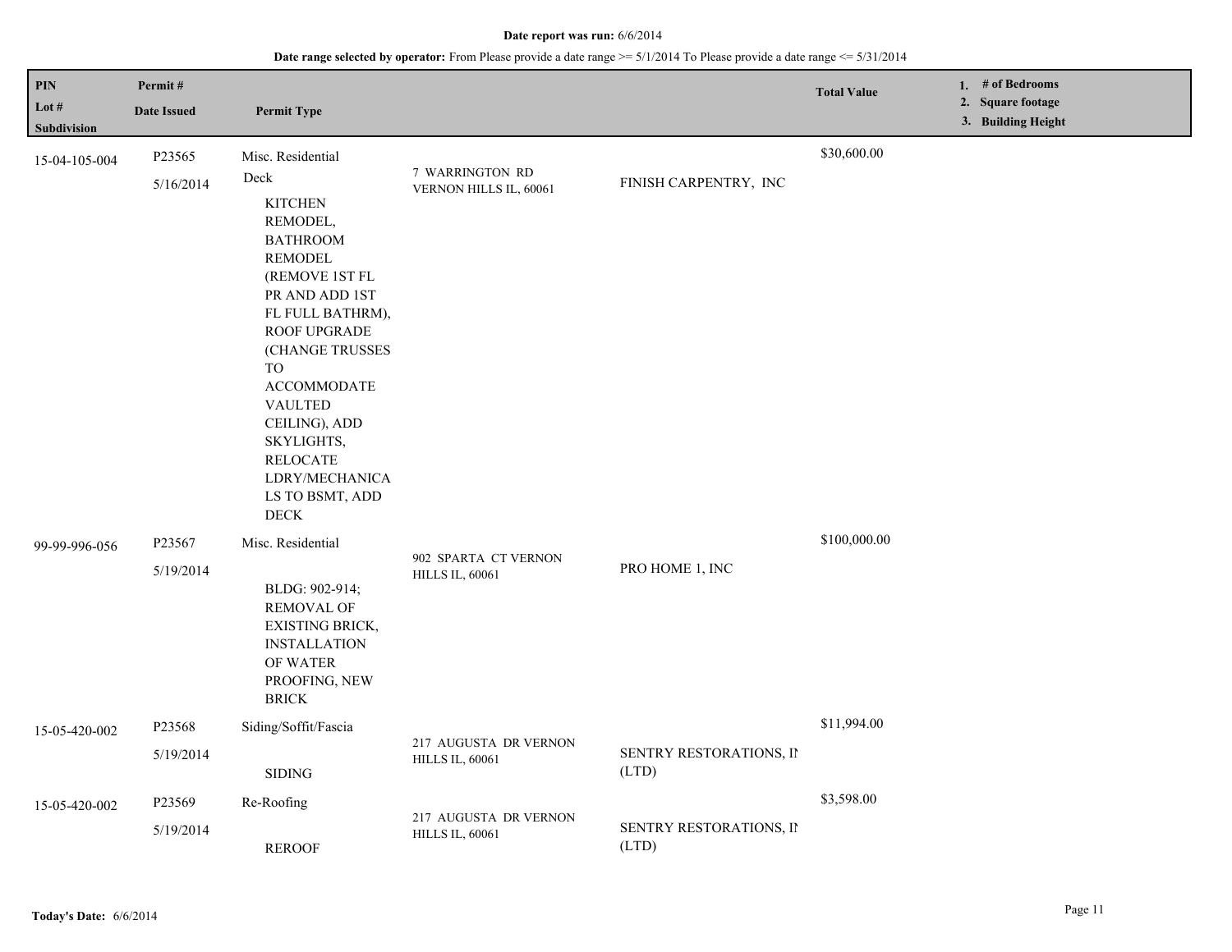**Date report was run:** 6/6/2014

**Date range selected by operator:** From Please provide a date range >= 5/1/2014 To Please provide a date range <= 5/31/2014

| PIN<br>Lot #<br>Subdivision | Permit #<br>Date Issued | Permit Type | | | Total Value | 1. # of Bedrooms<br>2. Square footage<br>3. Building Height |
|---|---|---|---|---|---|---|
| 15-04-105-004 | P23565<br>5/16/2014 | Misc. Residential<br>Deck<br>KITCHEN REMODEL, BATHROOM REMODEL (REMOVE 1ST FL PR AND ADD 1ST FL FULL BATHRM), ROOF UPGRADE (CHANGE TRUSSES TO ACCOMMODATE VAULTED CEILING), ADD SKYLIGHTS, RELOCATE LDRY/MECHANICALS TO BSMT, ADD DECK | 7 WARRINGTON RD VERNON HILLS IL, 60061 | FINISH CARPENTRY, INC | $30,600.00 | |
| 99-99-996-056 | P23567<br>5/19/2014 | Misc. Residential<br>BLDG: 902-914; REMOVAL OF EXISTING BRICK, INSTALLATION OF WATER PROOFING, NEW BRICK | 902 SPARTA CT VERNON HILLS IL, 60061 | PRO HOME 1, INC | $100,000.00 | |
| 15-05-420-002 | P23568<br>5/19/2014 | Siding/Soffit/Fascia<br>SIDING | 217 AUGUSTA DR VERNON HILLS IL, 60061 | SENTRY RESTORATIONS, IN (LTD) | $11,994.00 | |
| 15-05-420-002 | P23569<br>5/19/2014 | Re-Roofing<br>REROOF | 217 AUGUSTA DR VERNON HILLS IL, 60061 | SENTRY RESTORATIONS, IN (LTD) | $3,598.00 | |

**Today's Date:** 6/6/2014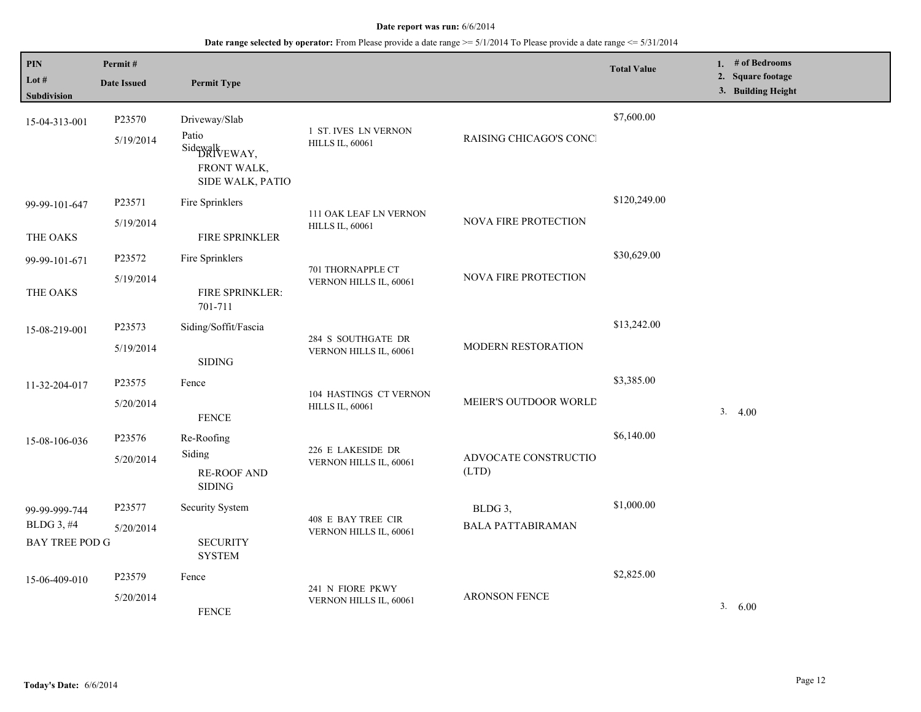**Date report was run:** 6/6/2014

**Date range selected by operator:** From Please provide a date range >= 5/1/2014 To Please provide a date range <= 5/31/2014

| PIN / Lot # / Subdivision | Permit # / Date Issued | Permit Type | | | Total Value | 1. # of Bedrooms 2. Square footage 3. Building Height |
|---|---|---|---|---|---|---|
| 15-04-313-001 | P23570 5/19/2014 | Driveway/Slab Patio Sidewalk DRIVEWAY, FRONT WALK, SIDE WALK, PATIO | 1 ST. IVES LN VERNON HILLS IL, 60061 | RAISING CHICAGO'S CONCI | $7,600.00 | |
| 99-99-101-647 THE OAKS | P23571 5/19/2014 | Fire Sprinklers FIRE SPRINKLER | 111 OAK LEAF LN VERNON HILLS IL, 60061 | NOVA FIRE PROTECTION | $120,249.00 | |
| 99-99-101-671 THE OAKS | P23572 5/19/2014 | Fire Sprinklers FIRE SPRINKLER: 701-711 | 701 THORNAPPLE CT VERNON HILLS IL, 60061 | NOVA FIRE PROTECTION | $30,629.00 | |
| 15-08-219-001 | P23573 5/19/2014 | Siding/Soffit/Fascia SIDING | 284 S SOUTHGATE DR VERNON HILLS IL, 60061 | MODERN RESTORATION | $13,242.00 | |
| 11-32-204-017 | P23575 5/20/2014 | Fence FENCE | 104 HASTINGS CT VERNON HILLS IL, 60061 | MEIER'S OUTDOOR WORLD | $3,385.00 | 3. 4.00 |
| 15-08-106-036 | P23576 5/20/2014 | Re-Roofing Siding RE-ROOF AND SIDING | 226 E LAKESIDE DR VERNON HILLS IL, 60061 | ADVOCATE CONSTRUCTIO (LTD) | $6,140.00 | |
| 99-99-999-744 BLDG 3, #4 BAY TREE POD G | P23577 5/20/2014 | Security System SECURITY SYSTEM | 408 E BAY TREE CIR VERNON HILLS IL, 60061 | BLDG 3, BALA PATTABIRAMAN | $1,000.00 | |
| 15-06-409-010 | P23579 5/20/2014 | Fence FENCE | 241 N FIORE PKWY VERNON HILLS IL, 60061 | ARONSON FENCE | $2,825.00 | 3. 6.00 |

**Today's Date:** 6/6/2014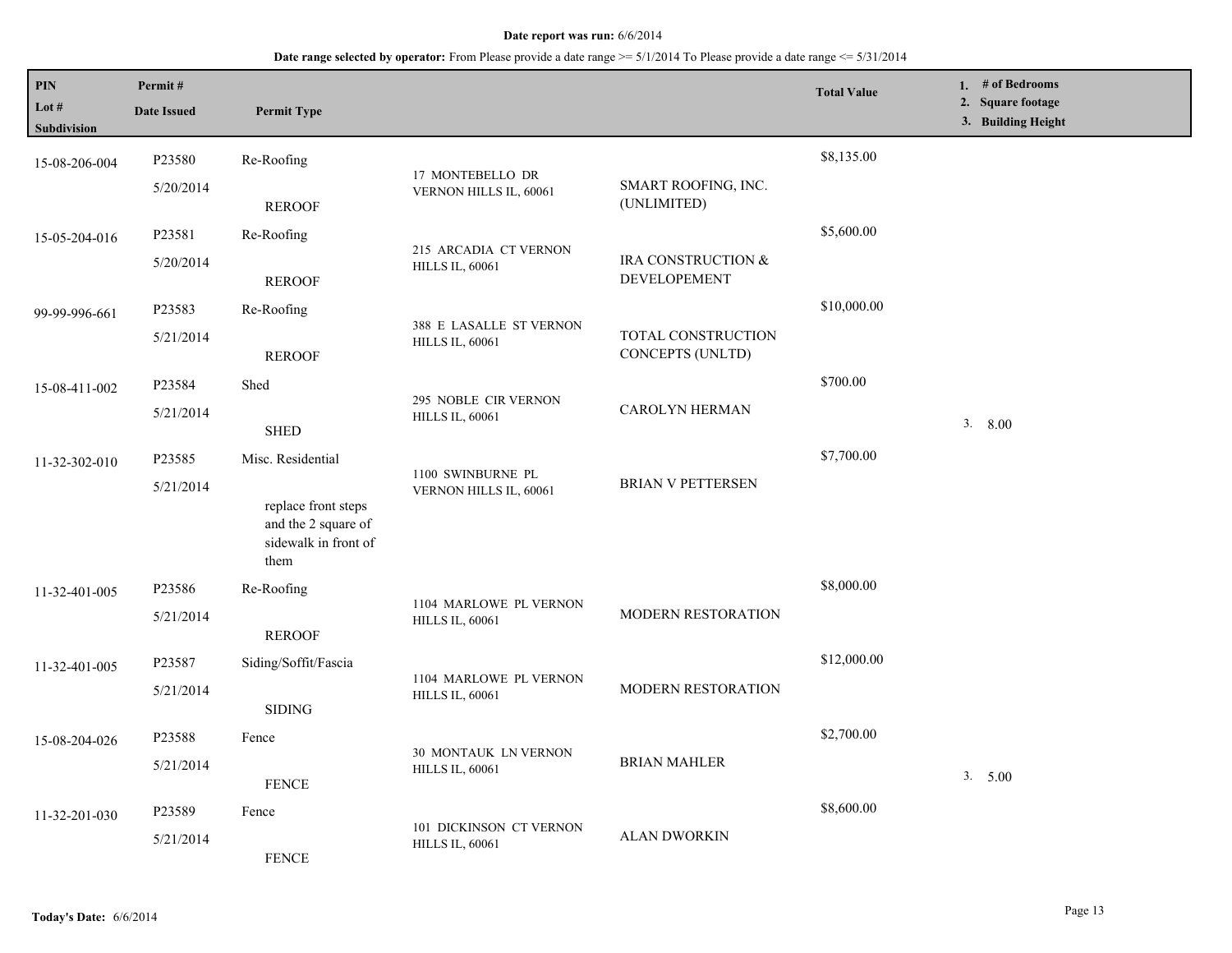**Date report was run:** 6/6/2014

**Date range selected by operator:** From Please provide a date range >= 5/1/2014 To Please provide a date range <= 5/31/2014

| PIN / Lot # / Subdivision | Permit # / Date Issued | Permit Type | | | Total Value | 1. # of Bedrooms 2. Square footage 3. Building Height |
|---|---|---|---|---|---|---|
| 15-08-206-004 | P23580 5/20/2014 | Re-Roofing REROOF | 17 MONTEBELLO DR VERNON HILLS IL, 60061 | SMART ROOFING, INC. (UNLIMITED) | $8,135.00 | |
| 15-05-204-016 | P23581 5/20/2014 | Re-Roofing REROOF | 215 ARCADIA CT VERNON HILLS IL, 60061 | IRA CONSTRUCTION & DEVELOPEMENT | $5,600.00 | |
| 99-99-996-661 | P23583 5/21/2014 | Re-Roofing REROOF | 388 E LASALLE ST VERNON HILLS IL, 60061 | TOTAL CONSTRUCTION CONCEPTS (UNLTD) | $10,000.00 | |
| 15-08-411-002 | P23584 5/21/2014 | Shed SHED | 295 NOBLE CIR VERNON HILLS IL, 60061 | CAROLYN HERMAN | $700.00 | 3. 8.00 |
| 11-32-302-010 | P23585 5/21/2014 | Misc. Residential replace front steps and the 2 square of sidewalk in front of them | 1100 SWINBURNE PL VERNON HILLS IL, 60061 | BRIAN V PETTERSEN | $7,700.00 | |
| 11-32-401-005 | P23586 5/21/2014 | Re-Roofing REROOF | 1104 MARLOWE PL VERNON HILLS IL, 60061 | MODERN RESTORATION | $8,000.00 | |
| 11-32-401-005 | P23587 5/21/2014 | Siding/Soffit/Fascia SIDING | 1104 MARLOWE PL VERNON HILLS IL, 60061 | MODERN RESTORATION | $12,000.00 | |
| 15-08-204-026 | P23588 5/21/2014 | Fence FENCE | 30 MONTAUK LN VERNON HILLS IL, 60061 | BRIAN MAHLER | $2,700.00 | 3. 5.00 |
| 11-32-201-030 | P23589 5/21/2014 | Fence FENCE | 101 DICKINSON CT VERNON HILLS IL, 60061 | ALAN DWORKIN | $8,600.00 | |

**Today's Date:** 6/6/2014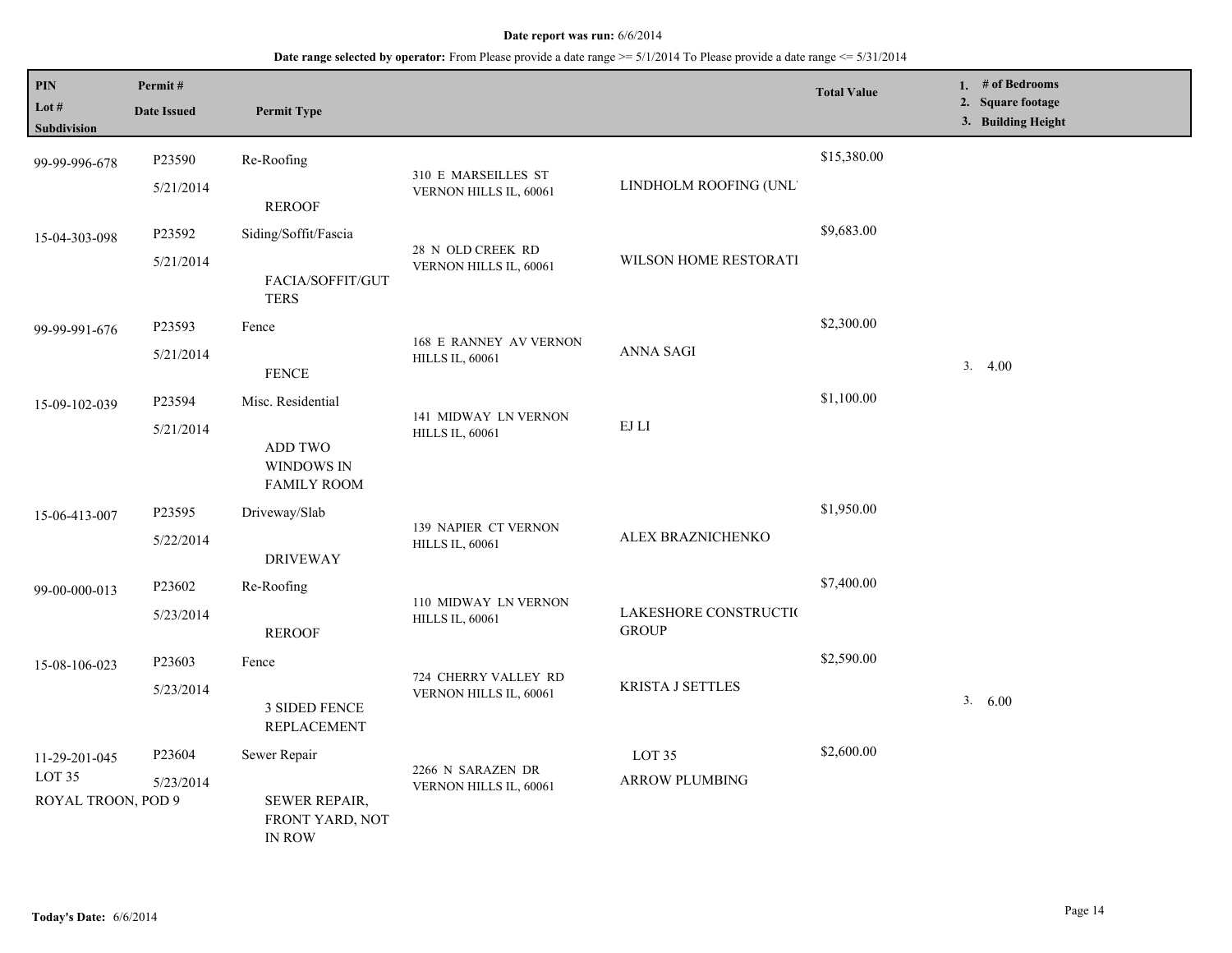**Date report was run:** 6/6/2014

**Date range selected by operator:** From Please provide a date range >= 5/1/2014 To Please provide a date range <= 5/31/2014

| PIN / Lot # / Subdivision | Permit # / Date Issued | Permit Type | | | Total Value | 1. # of Bedrooms 2. Square footage 3. Building Height |
|---|---|---|---|---|---|---|
| 99-99-996-678 | P23590 5/21/2014 | Re-Roofing REROOF | 310 E MARSEILLES ST VERNON HILLS IL, 60061 | LINDHOLM ROOFING (UNL' | $15,380.00 | |
| 15-04-303-098 | P23592 5/21/2014 | Siding/Soffit/Fascia FACIA/SOFFIT/GUTTERS | 28 N OLD CREEK RD VERNON HILLS IL, 60061 | WILSON HOME RESTORATI | $9,683.00 | |
| 99-99-991-676 | P23593 5/21/2014 | Fence FENCE | 168 E RANNEY AV VERNON HILLS IL, 60061 | ANNA SAGI | $2,300.00 | 3. 4.00 |
| 15-09-102-039 | P23594 5/21/2014 | Misc. Residential ADD TWO WINDOWS IN FAMILY ROOM | 141 MIDWAY LN VERNON HILLS IL, 60061 | EJ LI | $1,100.00 | |
| 15-06-413-007 | P23595 5/22/2014 | Driveway/Slab DRIVEWAY | 139 NAPIER CT VERNON HILLS IL, 60061 | ALEX BRAZNICHENKO | $1,950.00 | |
| 99-00-000-013 | P23602 5/23/2014 | Re-Roofing REROOF | 110 MIDWAY LN VERNON HILLS IL, 60061 | LAKESHORE CONSTRUCTIC GROUP | $7,400.00 | |
| 15-08-106-023 | P23603 5/23/2014 | Fence 3 SIDED FENCE REPLACEMENT | 724 CHERRY VALLEY RD VERNON HILLS IL, 60061 | KRISTA J SETTLES | $2,590.00 | 3. 6.00 |
| 11-29-201-045 LOT 35 ROYAL TROON, POD 9 | P23604 5/23/2014 | Sewer Repair SEWER REPAIR, FRONT YARD, NOT IN ROW | 2266 N SARAZEN DR VERNON HILLS IL, 60061 | LOT 35 ARROW PLUMBING | $2,600.00 | |

**Today's Date:** 6/6/2014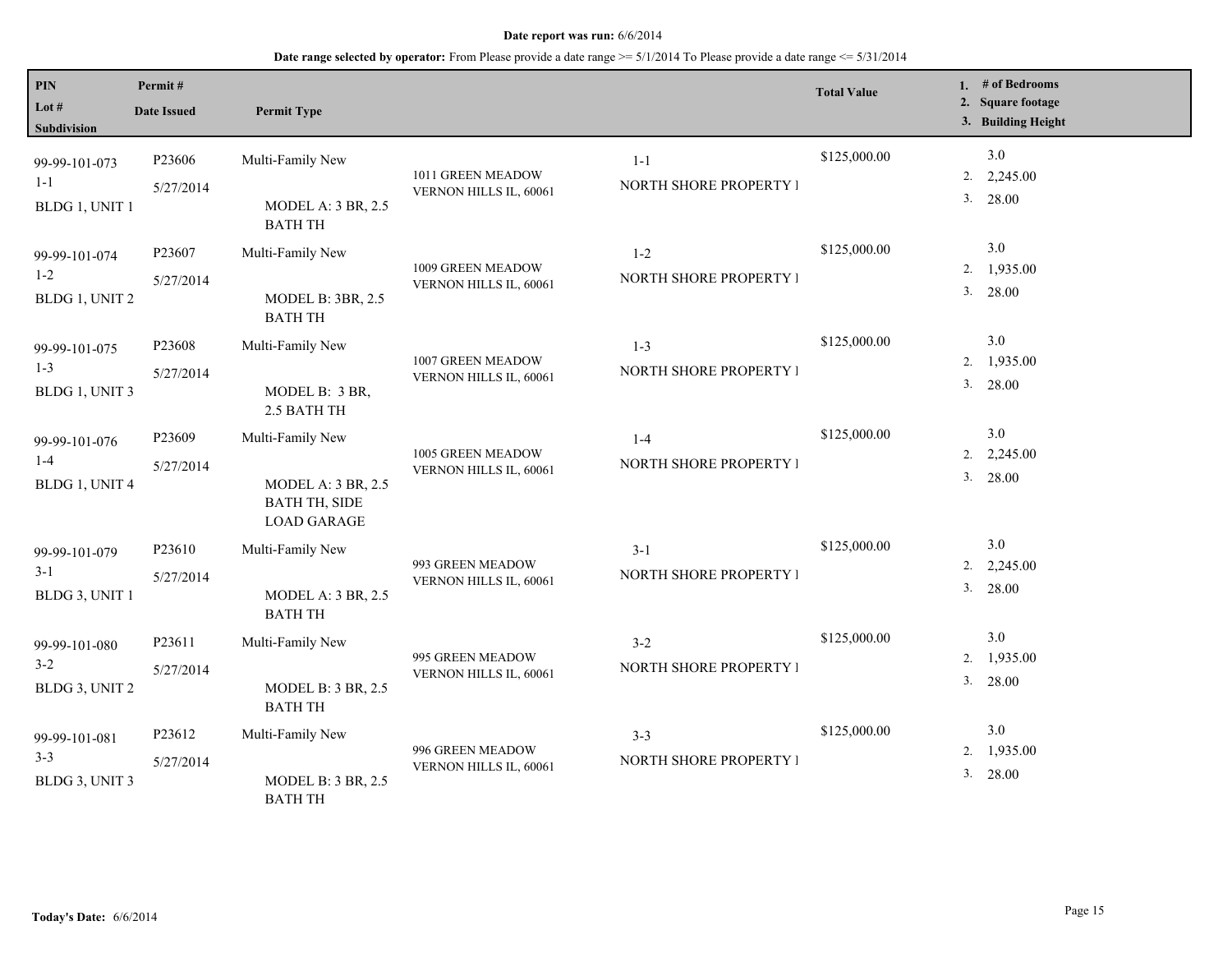**Date report was run:** 6/6/2014

**Date range selected by operator:** From Please provide a date range >= 5/1/2014 To Please provide a date range <= 5/31/2014

| PIN / Lot # / Subdivision | Permit # / Date Issued | Permit Type | | | Total Value | 1. # of Bedrooms 2. Square footage 3. Building Height |
|---|---|---|---|---|---|---|
| 99-99-101-073 1-1 BLDG 1, UNIT 1 | P23606 5/27/2014 | Multi-Family New MODEL A: 3 BR, 2.5 BATH TH | 1011 GREEN MEADOW VERNON HILLS IL, 60061 | 1-1 NORTH SHORE PROPERTY I | $125,000.00 | 3.0 2. 2,245.00 3. 28.00 |
| 99-99-101-074 1-2 BLDG 1, UNIT 2 | P23607 5/27/2014 | Multi-Family New MODEL B: 3BR, 2.5 BATH TH | 1009 GREEN MEADOW VERNON HILLS IL, 60061 | 1-2 NORTH SHORE PROPERTY I | $125,000.00 | 3.0 2. 1,935.00 3. 28.00 |
| 99-99-101-075 1-3 BLDG 1, UNIT 3 | P23608 5/27/2014 | Multi-Family New MODEL B: 3 BR, 2.5 BATH TH | 1007 GREEN MEADOW VERNON HILLS IL, 60061 | 1-3 NORTH SHORE PROPERTY I | $125,000.00 | 3.0 2. 1,935.00 3. 28.00 |
| 99-99-101-076 1-4 BLDG 1, UNIT 4 | P23609 5/27/2014 | Multi-Family New MODEL A: 3 BR, 2.5 BATH TH, SIDE LOAD GARAGE | 1005 GREEN MEADOW VERNON HILLS IL, 60061 | 1-4 NORTH SHORE PROPERTY I | $125,000.00 | 3.0 2. 2,245.00 3. 28.00 |
| 99-99-101-079 3-1 BLDG 3, UNIT 1 | P23610 5/27/2014 | Multi-Family New MODEL A: 3 BR, 2.5 BATH TH | 993 GREEN MEADOW VERNON HILLS IL, 60061 | 3-1 NORTH SHORE PROPERTY I | $125,000.00 | 3.0 2. 2,245.00 3. 28.00 |
| 99-99-101-080 3-2 BLDG 3, UNIT 2 | P23611 5/27/2014 | Multi-Family New MODEL B: 3 BR, 2.5 BATH TH | 995 GREEN MEADOW VERNON HILLS IL, 60061 | 3-2 NORTH SHORE PROPERTY I | $125,000.00 | 3.0 2. 1,935.00 3. 28.00 |
| 99-99-101-081 3-3 BLDG 3, UNIT 3 | P23612 5/27/2014 | Multi-Family New MODEL B: 3 BR, 2.5 BATH TH | 996 GREEN MEADOW VERNON HILLS IL, 60061 | 3-3 NORTH SHORE PROPERTY I | $125,000.00 | 3.0 2. 1,935.00 3. 28.00 |

**Today's Date:** 6/6/2014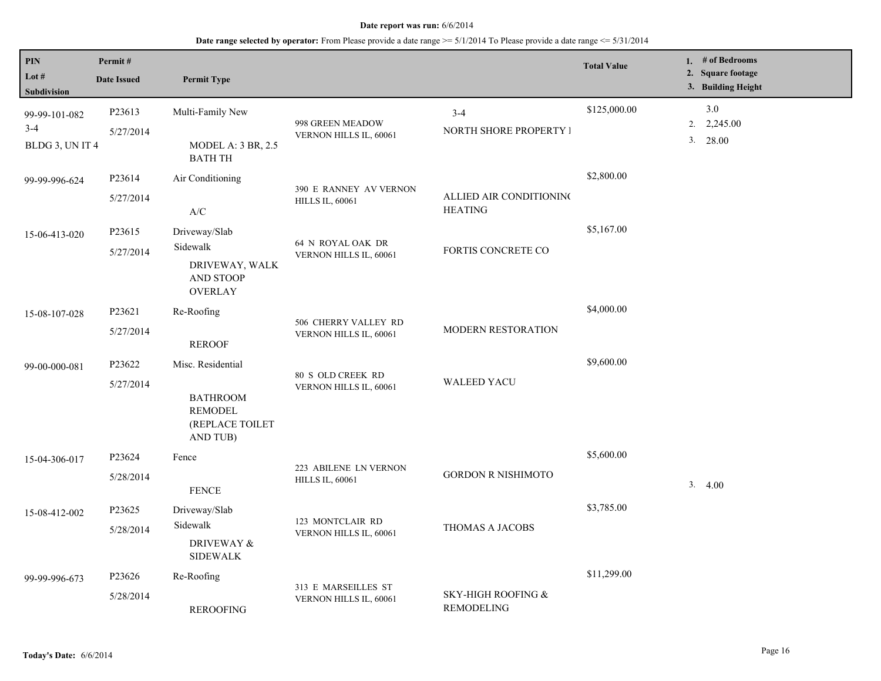**Date report was run:** 6/6/2014

**Date range selected by operator:** From Please provide a date range >= 5/1/2014 To Please provide a date range <= 5/31/2014

| PIN / Lot # / Subdivision | Permit # / Date Issued | Permit Type | | | Total Value | 1. # of Bedrooms 2. Square footage 3. Building Height |
|---|---|---|---|---|---|---|
| 99-99-101-082 3-4 BLDG 3, UN IT 4 | P23613 5/27/2014 | Multi-Family New MODEL A: 3 BR, 2.5 BATH TH | 998 GREEN MEADOW VERNON HILLS IL, 60061 | 3-4 NORTH SHORE PROPERTY I | $125,000.00 | 3.0 2. 2,245.00 3. 28.00 |
| 99-99-996-624 | P23614 5/27/2014 | Air Conditioning A/C | 390 E RANNEY AV VERNON HILLS IL, 60061 | ALLIED AIR CONDITIONING HEATING | $2,800.00 | |
| 15-06-413-020 | P23615 5/27/2014 | Driveway/Slab Sidewalk DRIVEWAY, WALK AND STOOP OVERLAY | 64 N ROYAL OAK DR VERNON HILLS IL, 60061 | FORTIS CONCRETE CO | $5,167.00 | |
| 15-08-107-028 | P23621 5/27/2014 | Re-Roofing REROOF | 506 CHERRY VALLEY RD VERNON HILLS IL, 60061 | MODERN RESTORATION | $4,000.00 | |
| 99-00-000-081 | P23622 5/27/2014 | Misc. Residential BATHROOM REMODEL (REPLACE TOILET AND TUB) | 80 S OLD CREEK RD VERNON HILLS IL, 60061 | WALEED YACU | $9,600.00 | |
| 15-04-306-017 | P23624 5/28/2014 | Fence FENCE | 223 ABILENE LN VERNON HILLS IL, 60061 | GORDON R NISHIMOTO | $5,600.00 | 3. 4.00 |
| 15-08-412-002 | P23625 5/28/2014 | Driveway/Slab Sidewalk DRIVEWAY & SIDEWALK | 123 MONTCLAIR RD VERNON HILLS IL, 60061 | THOMAS A JACOBS | $3,785.00 | |
| 99-99-996-673 | P23626 5/28/2014 | Re-Roofing REROOFING | 313 E MARSEILLES ST VERNON HILLS IL, 60061 | SKY-HIGH ROOFING & REMODELING | $11,299.00 | |

**Today's Date:** 6/6/2014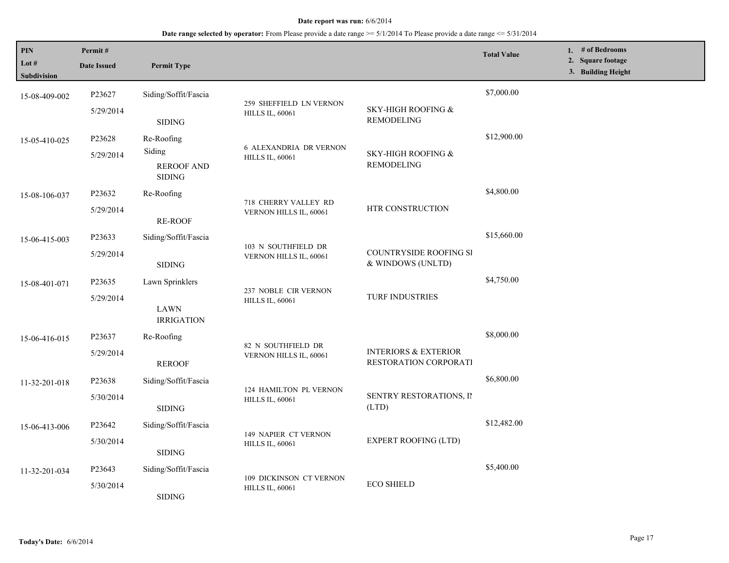**Date report was run:** 6/6/2014

**Date range selected by operator:** From Please provide a date range >= 5/1/2014 To Please provide a date range <= 5/31/2014

| PIN / Lot # / Subdivision | Permit # / Date Issued | Permit Type | | | Total Value | 1. # of Bedrooms 2. Square footage 3. Building Height |
|---|---|---|---|---|---|---|
| 15-08-409-002 | P23627 5/29/2014 | Siding/Soffit/Fascia SIDING | 259 SHEFFIELD LN VERNON HILLS IL, 60061 | SKY-HIGH ROOFING & REMODELING | $7,000.00 | |
| 15-05-410-025 | P23628 5/29/2014 | Re-Roofing Siding REROOF AND SIDING | 6 ALEXANDRIA DR VERNON HILLS IL, 60061 | SKY-HIGH ROOFING & REMODELING | $12,900.00 | |
| 15-08-106-037 | P23632 5/29/2014 | Re-Roofing RE-ROOF | 718 CHERRY VALLEY RD VERNON HILLS IL, 60061 | HTR CONSTRUCTION | $4,800.00 | |
| 15-06-415-003 | P23633 5/29/2014 | Siding/Soffit/Fascia SIDING | 103 N SOUTHFIELD DR VERNON HILLS IL, 60061 | COUNTRYSIDE ROOFING SI & WINDOWS (UNLTD) | $15,660.00 | |
| 15-08-401-071 | P23635 5/29/2014 | Lawn Sprinklers LAWN IRRIGATION | 237 NOBLE CIR VERNON HILLS IL, 60061 | TURF INDUSTRIES | $4,750.00 | |
| 15-06-416-015 | P23637 5/29/2014 | Re-Roofing REROOF | 82 N SOUTHFIELD DR VERNON HILLS IL, 60061 | INTERIORS & EXTERIOR RESTORATION CORPORATI | $8,000.00 | |
| 11-32-201-018 | P23638 5/30/2014 | Siding/Soffit/Fascia SIDING | 124 HAMILTON PL VERNON HILLS IL, 60061 | SENTRY RESTORATIONS, IN (LTD) | $6,800.00 | |
| 15-06-413-006 | P23642 5/30/2014 | Siding/Soffit/Fascia SIDING | 149 NAPIER CT VERNON HILLS IL, 60061 | EXPERT ROOFING (LTD) | $12,482.00 | |
| 11-32-201-034 | P23643 5/30/2014 | Siding/Soffit/Fascia SIDING | 109 DICKINSON CT VERNON HILLS IL, 60061 | ECO SHIELD | $5,400.00 | |

**Today's Date:** 6/6/2014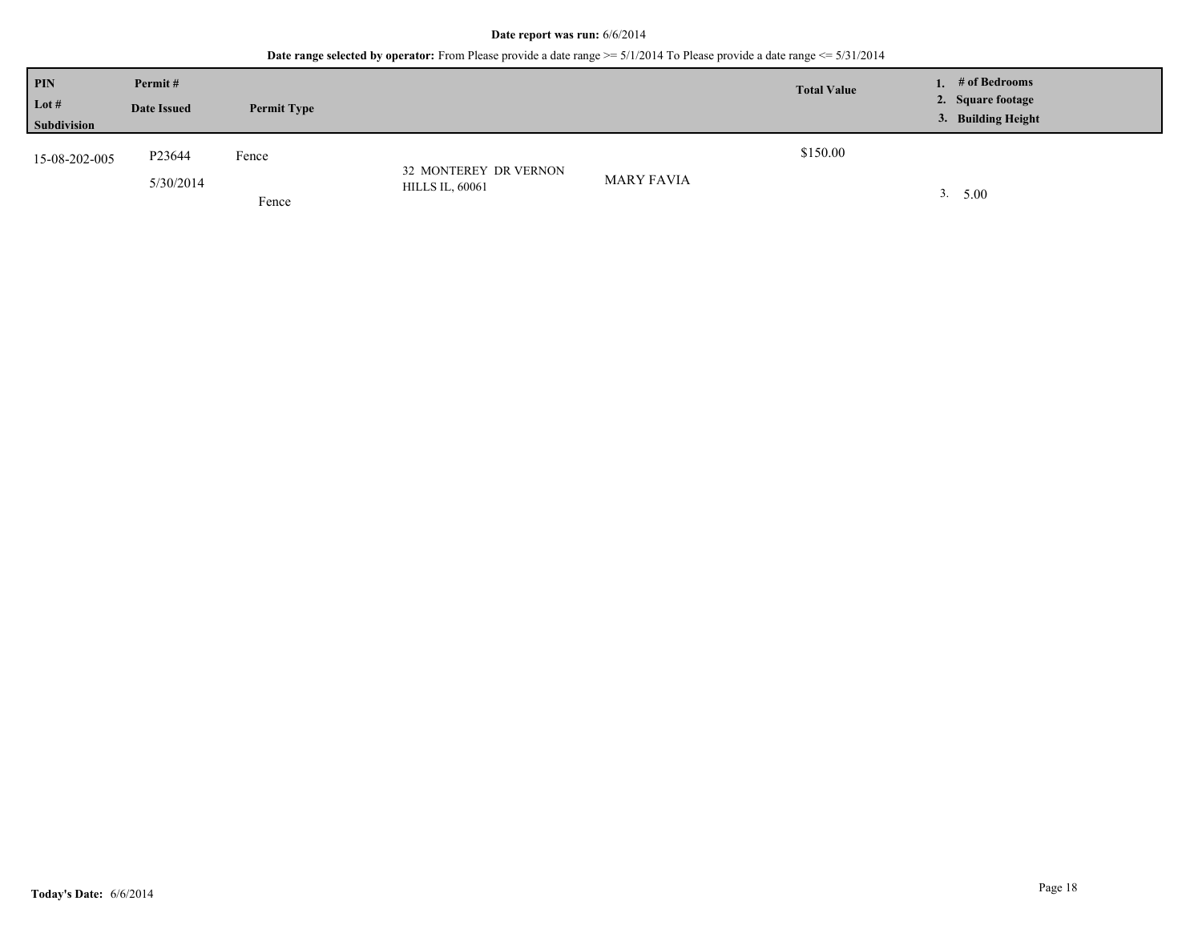**Date report was run:** 6/6/2014

**Date range selected by operator:** From Please provide a date range >= 5/1/2014 To Please provide a date range <= 5/31/2014

| PIN<br>Lot #<br>Subdivision | Permit #<br>Date Issued | Permit Type | | | Total Value | 1. # of Bedrooms<br>2. Square footage<br>3. Building Height |
|---|---|---|---|---|---|---|
| 15-08-202-005 | P23644<br>5/30/2014 | Fence<br>Fence | 32 MONTEREY DR VERNON HILLS IL, 60061 | MARY FAVIA | $150.00 | 3. 5.00 |

**Today's Date:** 6/6/2014